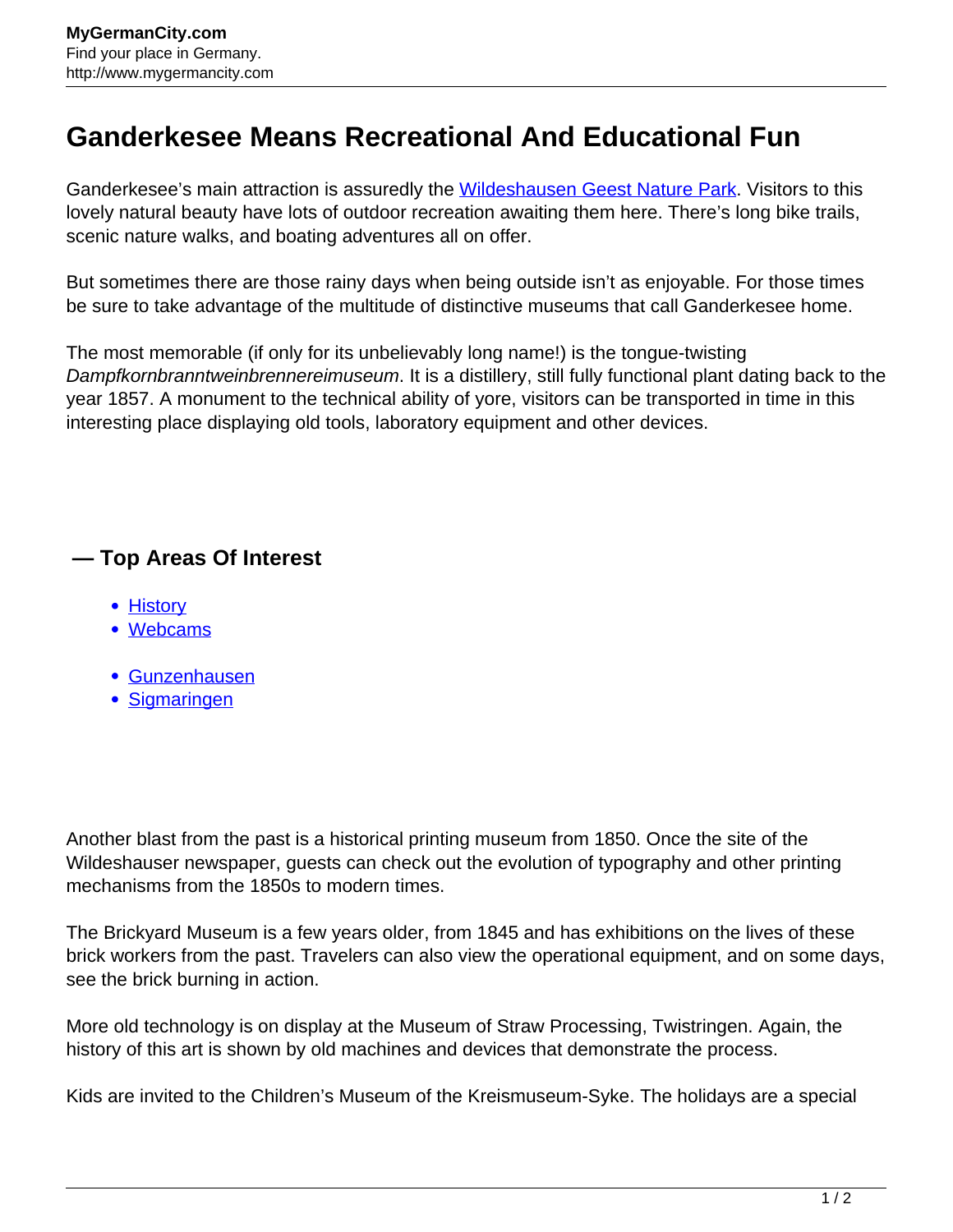# Ganderkesee Means Recreational And Educational Fun

Ganderkesee's main attraction is assuredly the [Wildeshausen Geest Nature Park](). Visitors to this lovely natural beauty have lots of outdoor recreation awaiting them here. There's long bike trails, scenic nature walks, and boating adventures all on offer.

But sometimes there are those rainy days when being outside isn't as enjoyable. For those times be sure to take advantage of the multitude of distinctive museums that call Ganderkesee home.

The most memorable (if only for its unbelievably long name!) is the tongue-twisting *Dampfkornbranntweinbrennereimuseum*. It is a distillery, still fully functional plant dating back to the year 1857. A monument to the technical ability of yore, visitors can be transported in time in this interesting place displaying old tools, laboratory equipment and other devices.

## — Top Areas Of Interest

- [History]()
- [Webcams]()

- [Gunzenhausen]()
- [Sigmaringen]()

Another blast from the past is a historical printing museum from 1850. Once the site of the Wildeshauser newspaper, guests can check out the evolution of typography and other printing mechanisms from the 1850s to modern times.

The Brickyard Museum is a few years older, from 1845 and has exhibitions on the lives of these brick workers from the past. Travelers can also view the operational equipment, and on some days, see the brick burning in action.

More old technology is on display at the Museum of Straw Processing, Twistringen. Again, the history of this art is shown by old machines and devices that demonstrate the process.

Kids are invited to the Children's Museum of the Kreismuseum-Syke. The holidays are a special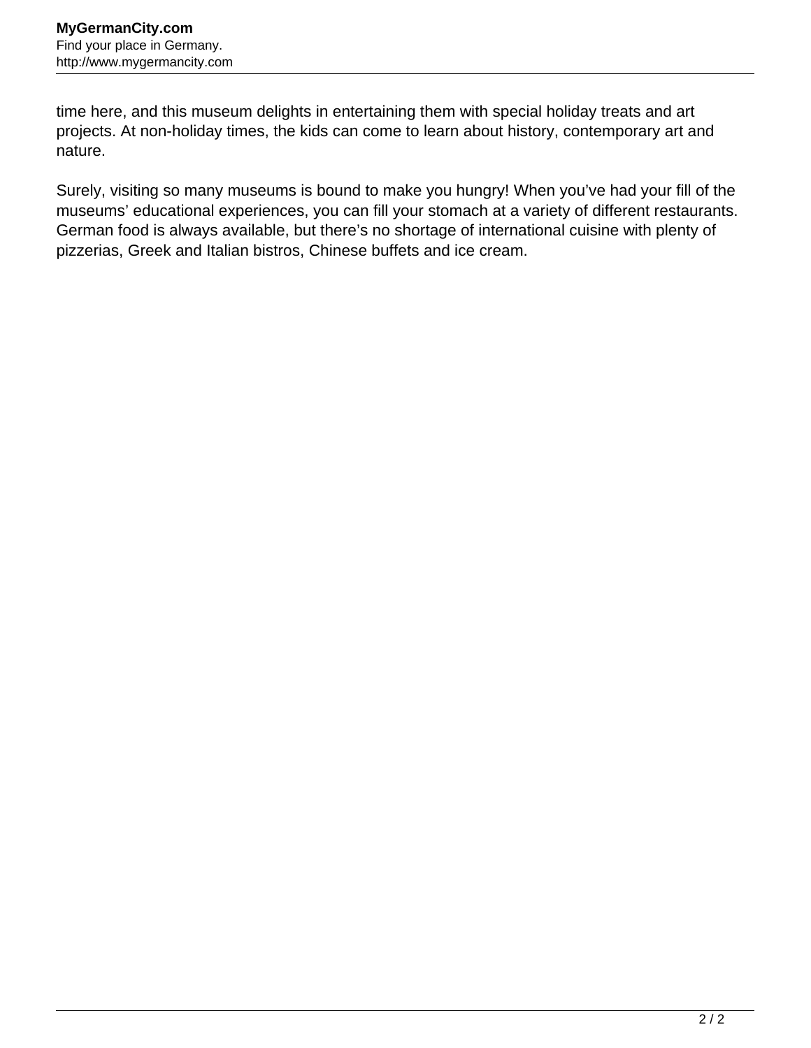time here, and this museum delights in entertaining them with special holiday treats and art projects. At non-holiday times, the kids can come to learn about history, contemporary art and nature.

Surely, visiting so many museums is bound to make you hungry! When you’ve had your fill of the museums’ educational experiences, you can fill your stomach at a variety of different restaurants. German food is always available, but there’s no shortage of international cuisine with plenty of pizzerias, Greek and Italian bistros, Chinese buffets and ice cream.